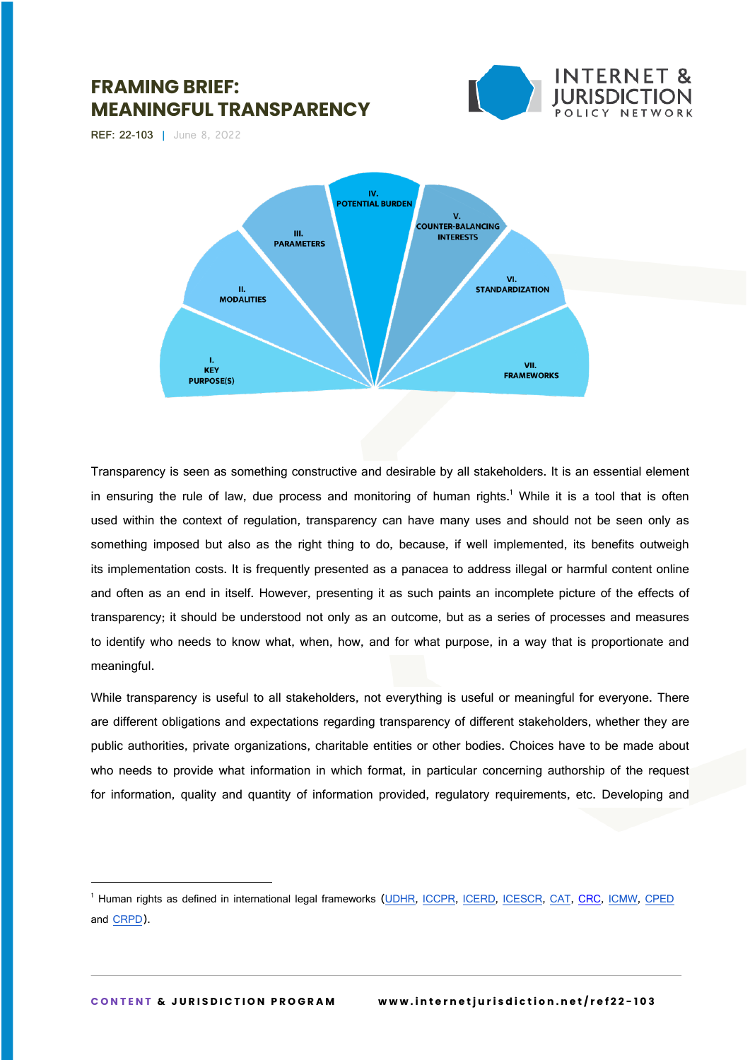# FRAMING BRIEF: MEANINGFUL TRANSPARENCY

REF: 22-103 | June 8, 2022

I. KEY PURPOSE(S)
II. MODALITIES
III. PARAMETERS
IV. POTENTIAL BURDEN
V. COUNTER-BALANCING INTERESTS
VI. STANDARDIZATION
VII. FRAMEWORKS

Transparency is seen as something constructive and desirable by all stakeholders. It is an essential element in ensuring the rule of law, due process and monitoring of human rights.[1] While it is a tool that is often used within the context of regulation, transparency can have many uses and should not be seen only as something imposed but also as the right thing to do, because, if well implemented, its benefits outweigh its implementation costs. It is frequently presented as a panacea to address illegal or harmful content online and often as an end in itself. However, presenting it as such paints an incomplete picture of the effects of transparency; it should be understood not only as an outcome, but as a series of processes and measures to identify who needs to know what, when, how, and for what purpose, in a way that is proportionate and meaningful.

While transparency is useful to all stakeholders, not everything is useful or meaningful for everyone. There are different obligations and expectations regarding transparency of different stakeholders, whether they are public authorities, private organizations, charitable entities or other bodies. Choices have to be made about who needs to provide what information in which format, in particular concerning authorship of the request for information, quality and quantity of information provided, regulatory requirements, etc. Developing and

---

[1] Human rights as defined in international legal frameworks (UDHR, ICCPR, ICERD, ICESCR, CAT, CRC, ICMW, CPED and CRPD).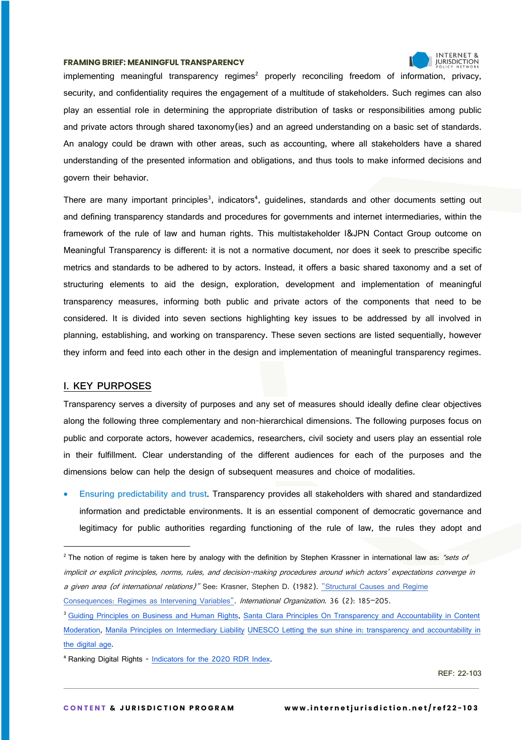implementing meaningful transparency regimes[2] properly reconciling freedom of information, privacy, security, and confidentiality requires the engagement of a multitude of stakeholders. Such regimes can also play an essential role in determining the appropriate distribution of tasks or responsibilities among public and private actors through shared taxonomy(ies) and an agreed understanding on a basic set of standards. An analogy could be drawn with other areas, such as accounting, where all stakeholders have a shared understanding of the presented information and obligations, and thus tools to make informed decisions and govern their behavior.

There are many important principles[3], indicators[4], guidelines, standards and other documents setting out and defining transparency standards and procedures for governments and internet intermediaries, within the framework of the rule of law and human rights. This multistakeholder I&JPN Contact Group outcome on Meaningful Transparency is different: it is not a normative document, nor does it seek to prescribe specific metrics and standards to be adhered to by actors. Instead, it offers a basic shared taxonomy and a set of structuring elements to aid the design, exploration, development and implementation of meaningful transparency measures, informing both public and private actors of the components that need to be considered. It is divided into seven sections highlighting key issues to be addressed by all involved in planning, establishing, and working on transparency. These seven sections are listed sequentially, however they inform and feed into each other in the design and implementation of meaningful transparency regimes.

## I. KEY PURPOSES

Transparency serves a diversity of purposes and any set of measures should ideally define clear objectives along the following three complementary and non-hierarchical dimensions. The following purposes focus on public and corporate actors, however academics, researchers, civil society and users play an essential role in their fulfillment. Clear understanding of the different audiences for each of the purposes and the dimensions below can help the design of subsequent measures and choice of modalities.

- **Ensuring predictability and trust**. Transparency provides all stakeholders with shared and standardized information and predictable environments. It is an essential component of democratic governance and legitimacy for public authorities regarding functioning of the rule of law, the rules they adopt and

---

[2] The notion of regime is taken here by analogy with the definition by Stephen Krassner in international law as: *"sets of implicit or explicit principles, norms, rules, and decision-making procedures around which actors' expectations converge in a given area (of international relations)"* See: Krasner, Stephen D. (1982). "Structural Causes and Regime Consequences: Regimes as Intervening Variables". *International Organization*. 36 (2): 185–205.

[3] Guiding Principles on Business and Human Rights, Santa Clara Principles On Transparency and Accountability in Content Moderation, Manila Principles on Intermediary Liability UNESCO Letting the sun shine in: transparency and accountability in the digital age.

[4] Ranking Digital Rights - Indicators for the 2020 RDR Index.

REF: 22-103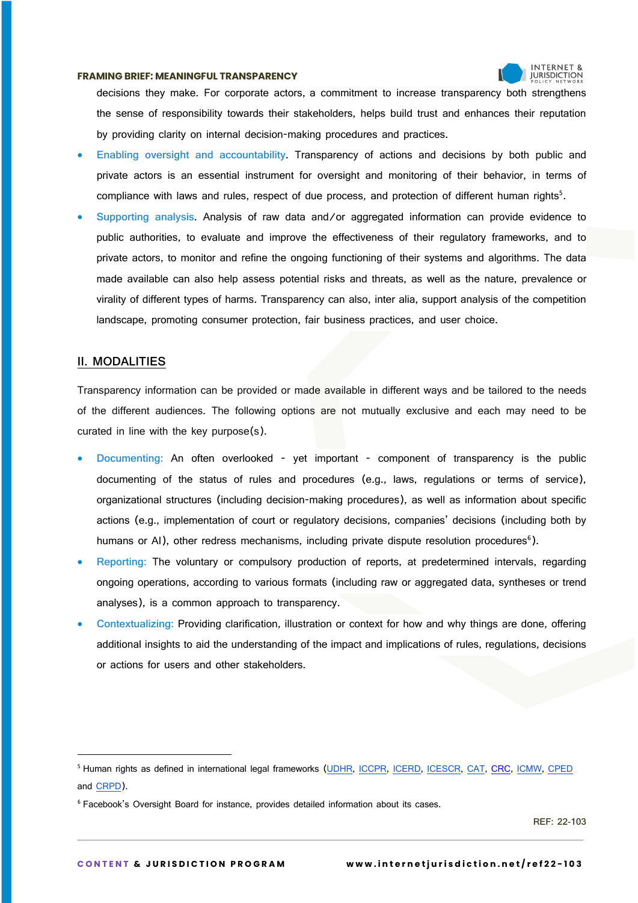decisions they make. For corporate actors, a commitment to increase transparency both strengthens the sense of responsibility towards their stakeholders, helps build trust and enhances their reputation by providing clarity on internal decision-making procedures and practices.

- **Enabling oversight and accountability**. Transparency of actions and decisions by both public and private actors is an essential instrument for oversight and monitoring of their behavior, in terms of compliance with laws and rules, respect of due process, and protection of different human rights[5].
- **Supporting analysis**. Analysis of raw data and/or aggregated information can provide evidence to public authorities, to evaluate and improve the effectiveness of their regulatory frameworks, and to private actors, to monitor and refine the ongoing functioning of their systems and algorithms. The data made available can also help assess potential risks and threats, as well as the nature, prevalence or virality of different types of harms. Transparency can also, inter alia, support analysis of the competition landscape, promoting consumer protection, fair business practices, and user choice.

## II. MODALITIES

Transparency information can be provided or made available in different ways and be tailored to the needs of the different audiences. The following options are not mutually exclusive and each may need to be curated in line with the key purpose(s).

- **Documenting:** An often overlooked - yet important - component of transparency is the public documenting of the status of rules and procedures (e.g., laws, regulations or terms of service), organizational structures (including decision-making procedures), as well as information about specific actions (e.g., implementation of court or regulatory decisions, companies' decisions (including both by humans or AI), other redress mechanisms, including private dispute resolution procedures[6]).
- **Reporting:** The voluntary or compulsory production of reports, at predetermined intervals, regarding ongoing operations, according to various formats (including raw or aggregated data, syntheses or trend analyses), is a common approach to transparency.
- **Contextualizing:** Providing clarification, illustration or context for how and why things are done, offering additional insights to aid the understanding of the impact and implications of rules, regulations, decisions or actions for users and other stakeholders.

---

[5] Human rights as defined in international legal frameworks (UDHR, ICCPR, ICERD, ICESCR, CAT, CRC, ICMW, CPED and CRPD).

[6] Facebook's Oversight Board for instance, provides detailed information about its cases.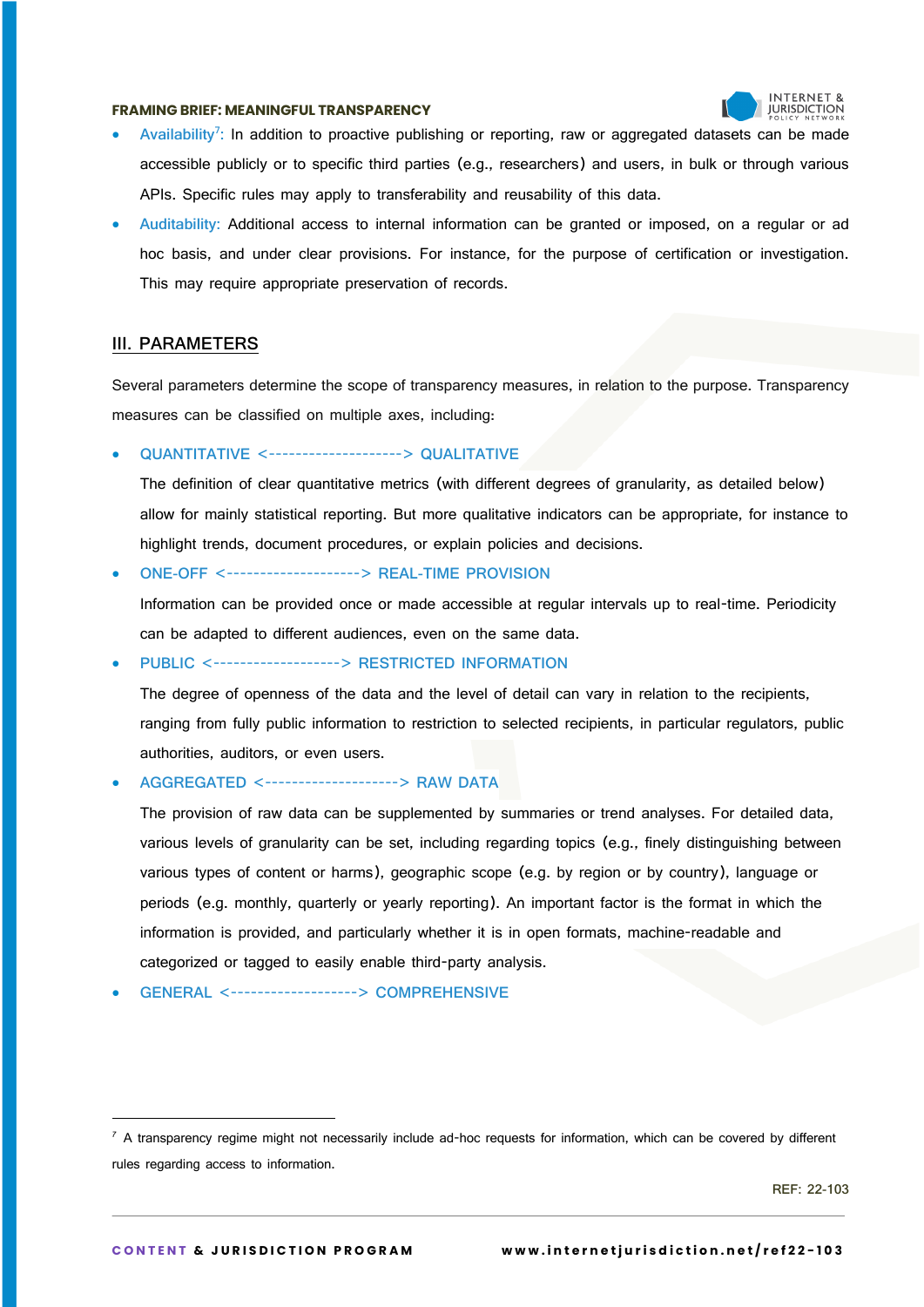- **Availability**[7]: In addition to proactive publishing or reporting, raw or aggregated datasets can be made accessible publicly or to specific third parties (e.g., researchers) and users, in bulk or through various APIs. Specific rules may apply to transferability and reusability of this data.
- **Auditability:** Additional access to internal information can be granted or imposed, on a regular or ad hoc basis, and under clear provisions. For instance, for the purpose of certification or investigation. This may require appropriate preservation of records.

## III. PARAMETERS

Several parameters determine the scope of transparency measures, in relation to the purpose. Transparency measures can be classified on multiple axes, including:

- QUANTITATIVE <--------------------> QUALITATIVE

  The definition of clear quantitative metrics (with different degrees of granularity, as detailed below) allow for mainly statistical reporting. But more qualitative indicators can be appropriate, for instance to highlight trends, document procedures, or explain policies and decisions.

- ONE-OFF <--------------------> REAL-TIME PROVISION

  Information can be provided once or made accessible at regular intervals up to real-time. Periodicity can be adapted to different audiences, even on the same data.

- PUBLIC <-------------------> RESTRICTED INFORMATION

  The degree of openness of the data and the level of detail can vary in relation to the recipients, ranging from fully public information to restriction to selected recipients, in particular regulators, public authorities, auditors, or even users.

- AGGREGATED <--------------------> RAW DATA

  The provision of raw data can be supplemented by summaries or trend analyses. For detailed data, various levels of granularity can be set, including regarding topics (e.g., finely distinguishing between various types of content or harms), geographic scope (e.g. by region or by country), language or periods (e.g. monthly, quarterly or yearly reporting). An important factor is the format in which the information is provided, and particularly whether it is in open formats, machine-readable and categorized or tagged to easily enable third-party analysis.

- GENERAL <-------------------> COMPREHENSIVE

---

[7] A transparency regime might not necessarily include ad-hoc requests for information, which can be covered by different rules regarding access to information.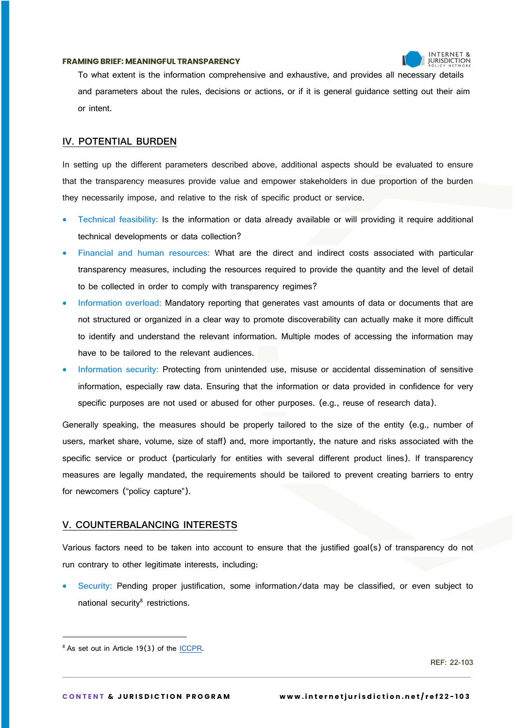To what extent is the information comprehensive and exhaustive, and provides all necessary details and parameters about the rules, decisions or actions, or if it is general guidance setting out their aim or intent.

## IV. POTENTIAL BURDEN

In setting up the different parameters described above, additional aspects should be evaluated to ensure that the transparency measures provide value and empower stakeholders in due proportion of the burden they necessarily impose, and relative to the risk of specific product or service.

- Technical feasibility: Is the information or data already available or will providing it require additional technical developments or data collection?
- Financial and human resources: What are the direct and indirect costs associated with particular transparency measures, including the resources required to provide the quantity and the level of detail to be collected in order to comply with transparency regimes?
- Information overload: Mandatory reporting that generates vast amounts of data or documents that are not structured or organized in a clear way to promote discoverability can actually make it more difficult to identify and understand the relevant information. Multiple modes of accessing the information may have to be tailored to the relevant audiences.
- Information security: Protecting from unintended use, misuse or accidental dissemination of sensitive information, especially raw data. Ensuring that the information or data provided in confidence for very specific purposes are not used or abused for other purposes. (e.g., reuse of research data).

Generally speaking, the measures should be properly tailored to the size of the entity (e.g., number of users, market share, volume, size of staff) and, more importantly, the nature and risks associated with the specific service or product (particularly for entities with several different product lines). If transparency measures are legally mandated, the requirements should be tailored to prevent creating barriers to entry for newcomers ("policy capture").

## V. COUNTERBALANCING INTERESTS

Various factors need to be taken into account to ensure that the justified goal(s) of transparency do not run contrary to other legitimate interests, including:

- Security: Pending proper justification, some information/data may be classified, or even subject to national security[8] restrictions.

---

[8] As set out in Article 19(3) of the ICCPR.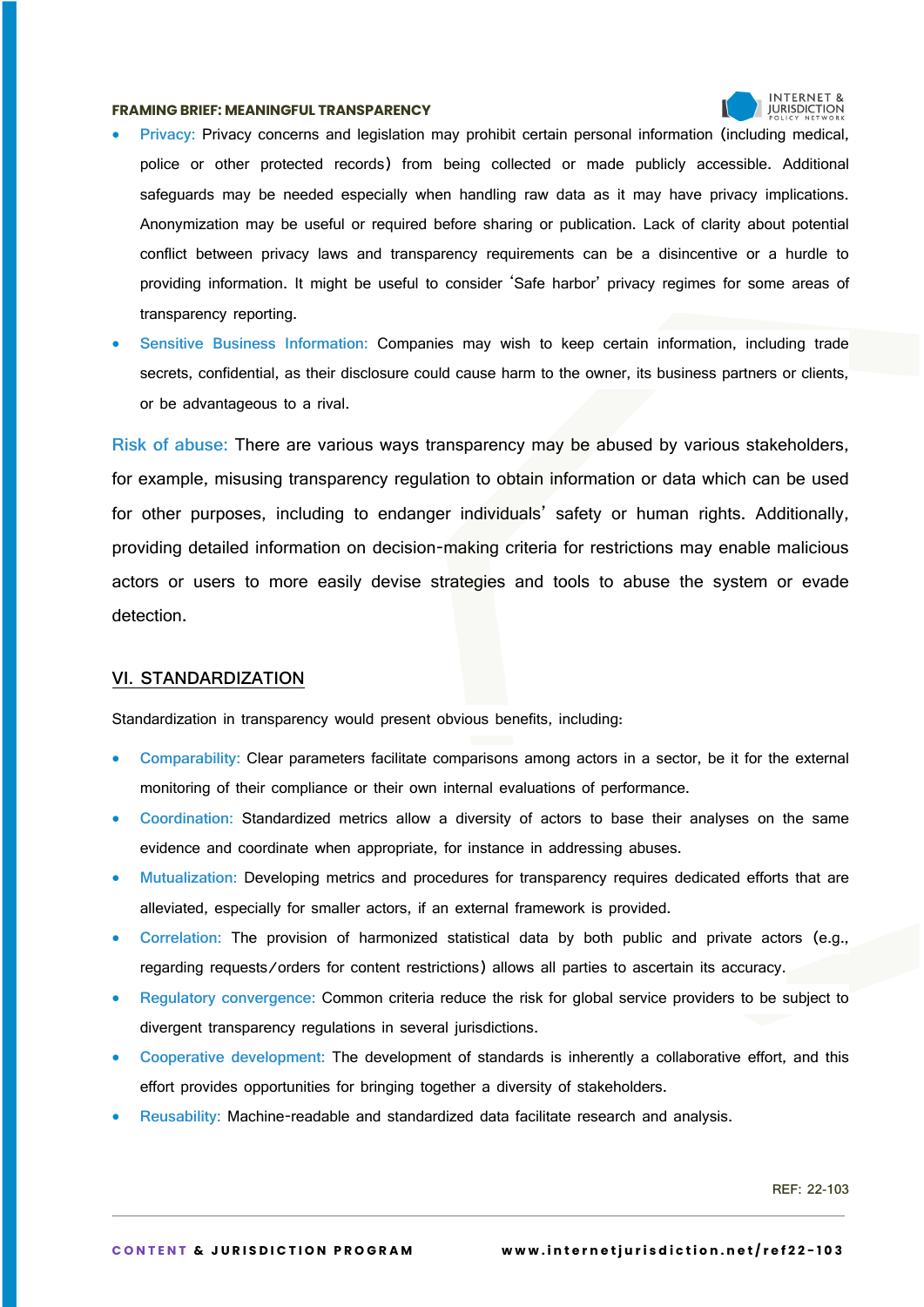- **Privacy:** Privacy concerns and legislation may prohibit certain personal information (including medical, police or other protected records) from being collected or made publicly accessible. Additional safeguards may be needed especially when handling raw data as it may have privacy implications. Anonymization may be useful or required before sharing or publication. Lack of clarity about potential conflict between privacy laws and transparency requirements can be a disincentive or a hurdle to providing information. It might be useful to consider 'Safe harbor' privacy regimes for some areas of transparency reporting.
- **Sensitive Business Information:** Companies may wish to keep certain information, including trade secrets, confidential, as their disclosure could cause harm to the owner, its business partners or clients, or be advantageous to a rival.

**Risk of abuse:** There are various ways transparency may be abused by various stakeholders, for example, misusing transparency regulation to obtain information or data which can be used for other purposes, including to endanger individuals' safety or human rights. Additionally, providing detailed information on decision-making criteria for restrictions may enable malicious actors or users to more easily devise strategies and tools to abuse the system or evade detection.

## VI. STANDARDIZATION

Standardization in transparency would present obvious benefits, including:

- **Comparability:** Clear parameters facilitate comparisons among actors in a sector, be it for the external monitoring of their compliance or their own internal evaluations of performance.
- **Coordination:** Standardized metrics allow a diversity of actors to base their analyses on the same evidence and coordinate when appropriate, for instance in addressing abuses.
- **Mutualization:** Developing metrics and procedures for transparency requires dedicated efforts that are alleviated, especially for smaller actors, if an external framework is provided.
- **Correlation:** The provision of harmonized statistical data by both public and private actors (e.g., regarding requests/orders for content restrictions) allows all parties to ascertain its accuracy.
- **Regulatory convergence:** Common criteria reduce the risk for global service providers to be subject to divergent transparency regulations in several jurisdictions.
- **Cooperative development:** The development of standards is inherently a collaborative effort, and this effort provides opportunities for bringing together a diversity of stakeholders.
- **Reusability:** Machine-readable and standardized data facilitate research and analysis.

REF: 22-103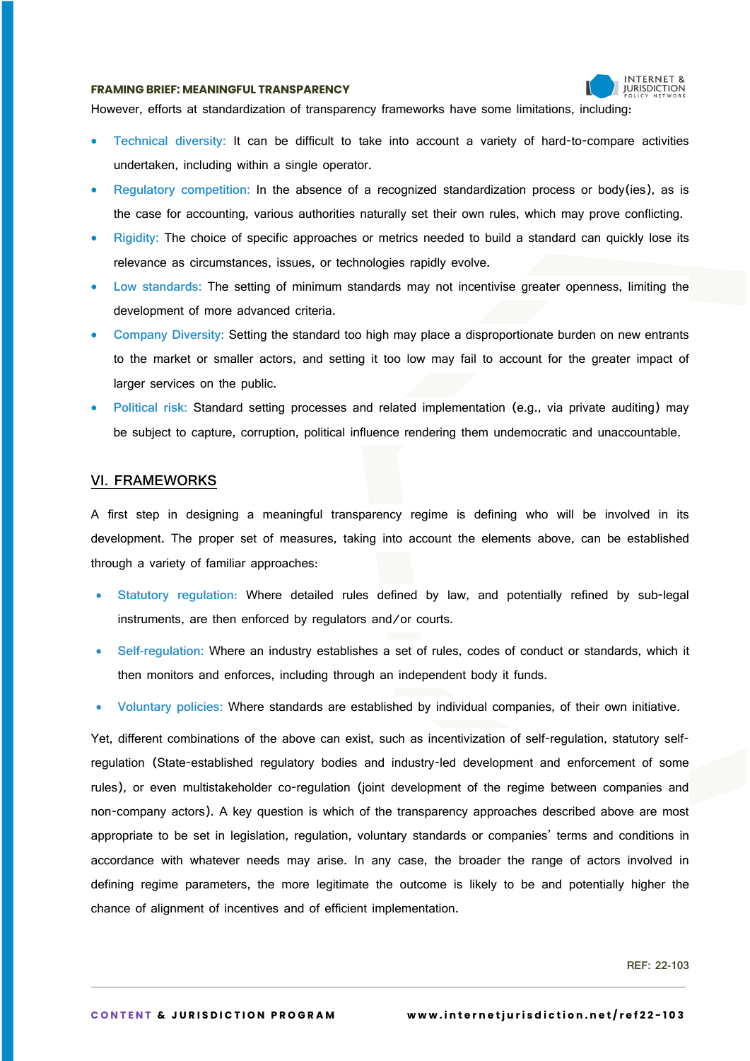However, efforts at standardization of transparency frameworks have some limitations, including:

- **Technical diversity:** It can be difficult to take into account a variety of hard-to-compare activities undertaken, including within a single operator.
- **Regulatory competition:** In the absence of a recognized standardization process or body(ies), as is the case for accounting, various authorities naturally set their own rules, which may prove conflicting.
- **Rigidity:** The choice of specific approaches or metrics needed to build a standard can quickly lose its relevance as circumstances, issues, or technologies rapidly evolve.
- **Low standards:** The setting of minimum standards may not incentivise greater openness, limiting the development of more advanced criteria.
- **Company Diversity:** Setting the standard too high may place a disproportionate burden on new entrants to the market or smaller actors, and setting it too low may fail to account for the greater impact of larger services on the public.
- **Political risk:** Standard setting processes and related implementation (e.g., via private auditing) may be subject to capture, corruption, political influence rendering them undemocratic and unaccountable.

## VI. FRAMEWORKS

A first step in designing a meaningful transparency regime is defining who will be involved in its development. The proper set of measures, taking into account the elements above, can be established through a variety of familiar approaches:

- **Statutory regulation:** Where detailed rules defined by law, and potentially refined by sub-legal instruments, are then enforced by regulators and/or courts.
- **Self-regulation:** Where an industry establishes a set of rules, codes of conduct or standards, which it then monitors and enforces, including through an independent body it funds.
- **Voluntary policies:** Where standards are established by individual companies, of their own initiative.

Yet, different combinations of the above can exist, such as incentivization of self-regulation, statutory self-regulation (State-established regulatory bodies and industry-led development and enforcement of some rules), or even multistakeholder co-regulation (joint development of the regime between companies and non-company actors). A key question is which of the transparency approaches described above are most appropriate to be set in legislation, regulation, voluntary standards or companies' terms and conditions in accordance with whatever needs may arise. In any case, the broader the range of actors involved in defining regime parameters, the more legitimate the outcome is likely to be and potentially higher the chance of alignment of incentives and of efficient implementation.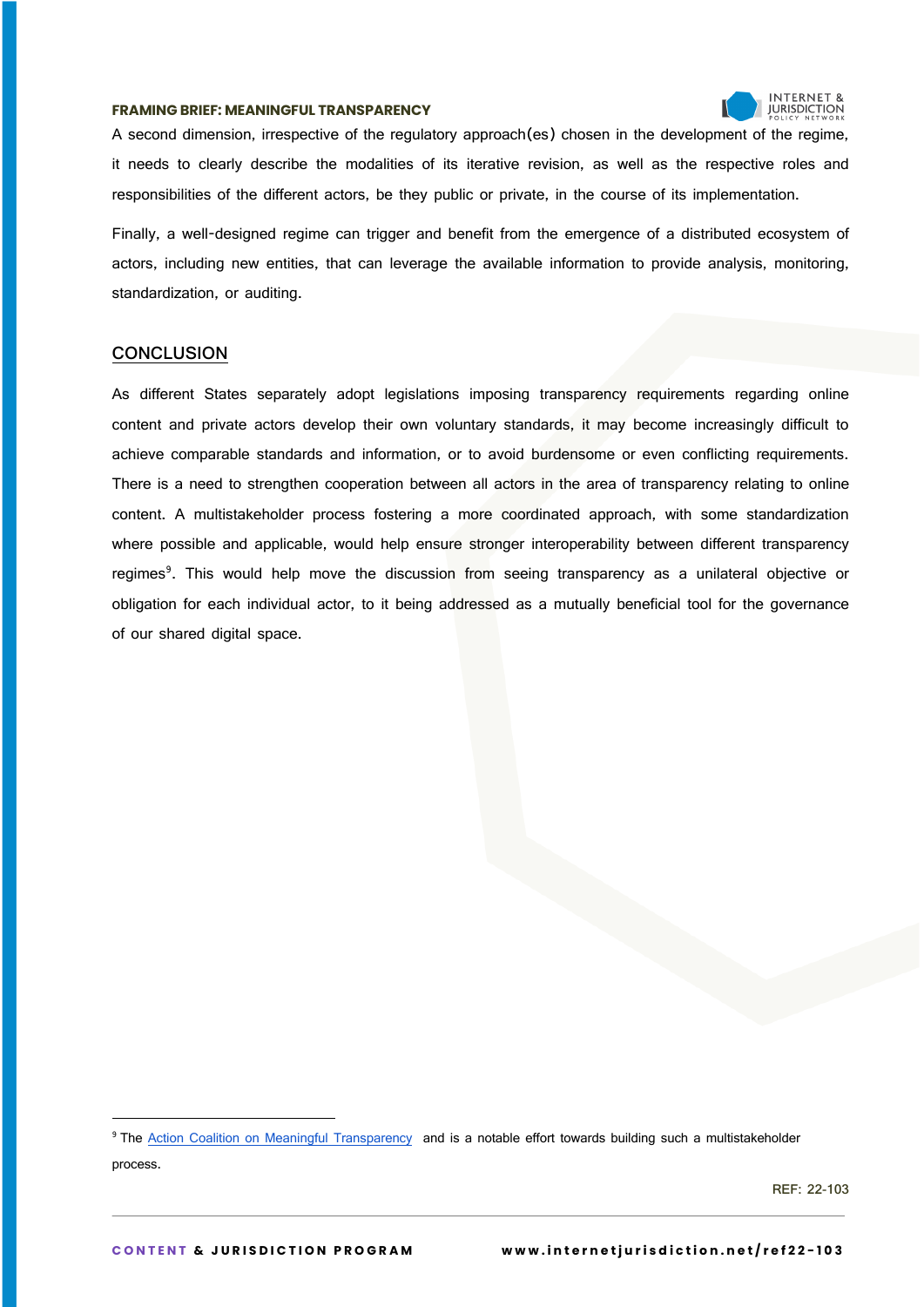A second dimension, irrespective of the regulatory approach(es) chosen in the development of the regime, it needs to clearly describe the modalities of its iterative revision, as well as the respective roles and responsibilities of the different actors, be they public or private, in the course of its implementation.

Finally, a well-designed regime can trigger and benefit from the emergence of a distributed ecosystem of actors, including new entities, that can leverage the available information to provide analysis, monitoring, standardization, or auditing.

## CONCLUSION

As different States separately adopt legislations imposing transparency requirements regarding online content and private actors develop their own voluntary standards, it may become increasingly difficult to achieve comparable standards and information, or to avoid burdensome or even conflicting requirements. There is a need to strengthen cooperation between all actors in the area of transparency relating to online content. A multistakeholder process fostering a more coordinated approach, with some standardization where possible and applicable, would help ensure stronger interoperability between different transparency regimes[9]. This would help move the discussion from seeing transparency as a unilateral objective or obligation for each individual actor, to it being addressed as a mutually beneficial tool for the governance of our shared digital space.

---

[9] The Action Coalition on Meaningful Transparency and is a notable effort towards building such a multistakeholder process.